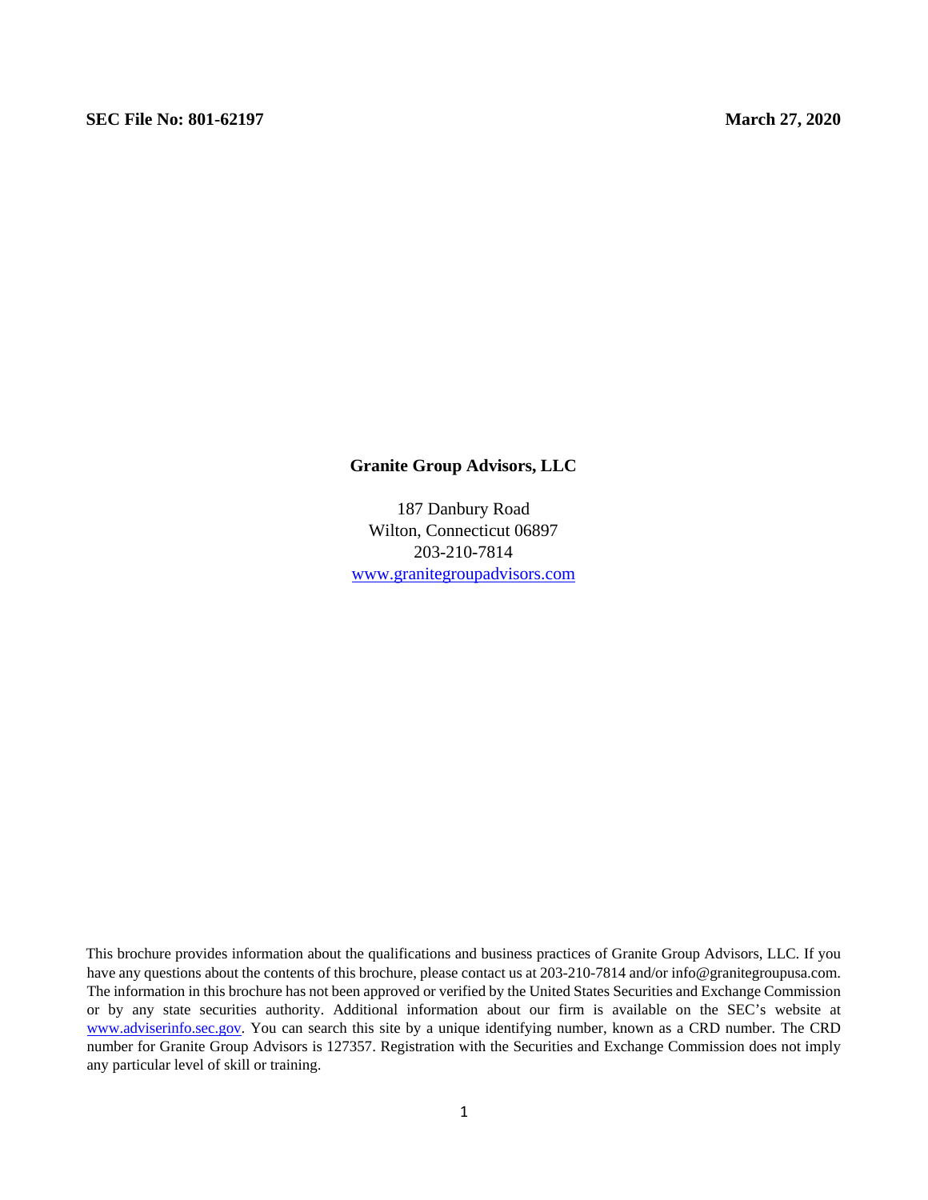**SEC File No: 801-62197** **March 27, 2020**

# Granite Group Advisors, LLC

187 Danbury Road
Wilton, Connecticut 06897
203-210-7814
www.granitegroupadvisors.com

This brochure provides information about the qualifications and business practices of Granite Group Advisors, LLC. If you have any questions about the contents of this brochure, please contact us at 203-210-7814 and/or info@granitegroupusa.com. The information in this brochure has not been approved or verified by the United States Securities and Exchange Commission or by any state securities authority. Additional information about our firm is available on the SEC's website at www.adviserinfo.sec.gov. You can search this site by a unique identifying number, known as a CRD number. The CRD number for Granite Group Advisors is 127357. Registration with the Securities and Exchange Commission does not imply any particular level of skill or training.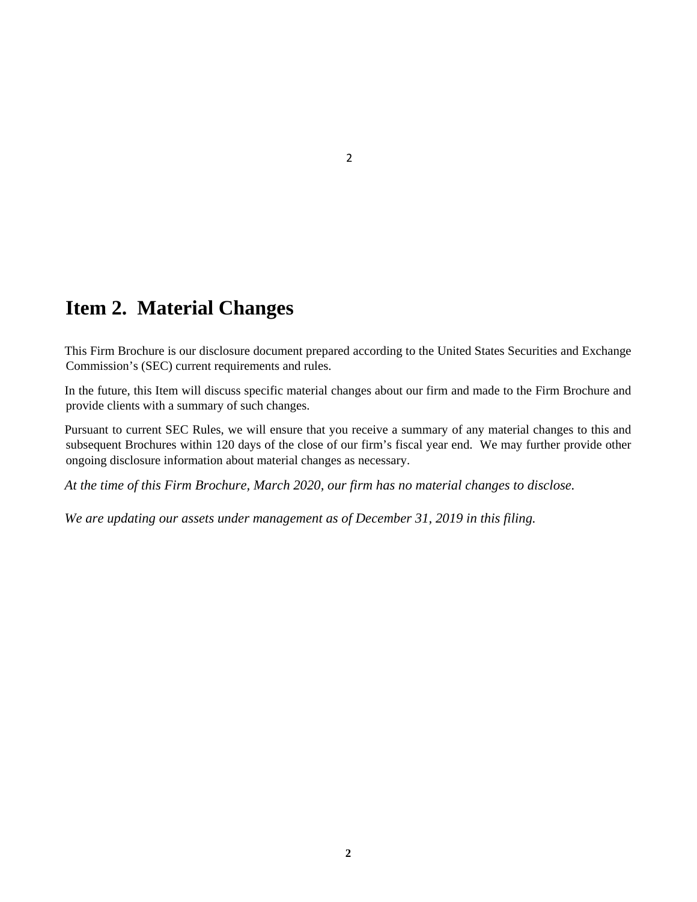# Item 2. Material Changes

This Firm Brochure is our disclosure document prepared according to the United States Securities and Exchange Commission's (SEC) current requirements and rules.

In the future, this Item will discuss specific material changes about our firm and made to the Firm Brochure and provide clients with a summary of such changes.

Pursuant to current SEC Rules, we will ensure that you receive a summary of any material changes to this and subsequent Brochures within 120 days of the close of our firm's fiscal year end. We may further provide other ongoing disclosure information about material changes as necessary.

*At the time of this Firm Brochure, March 2020, our firm has no material changes to disclose.*

*We are updating our assets under management as of December 31, 2019 in this filing.*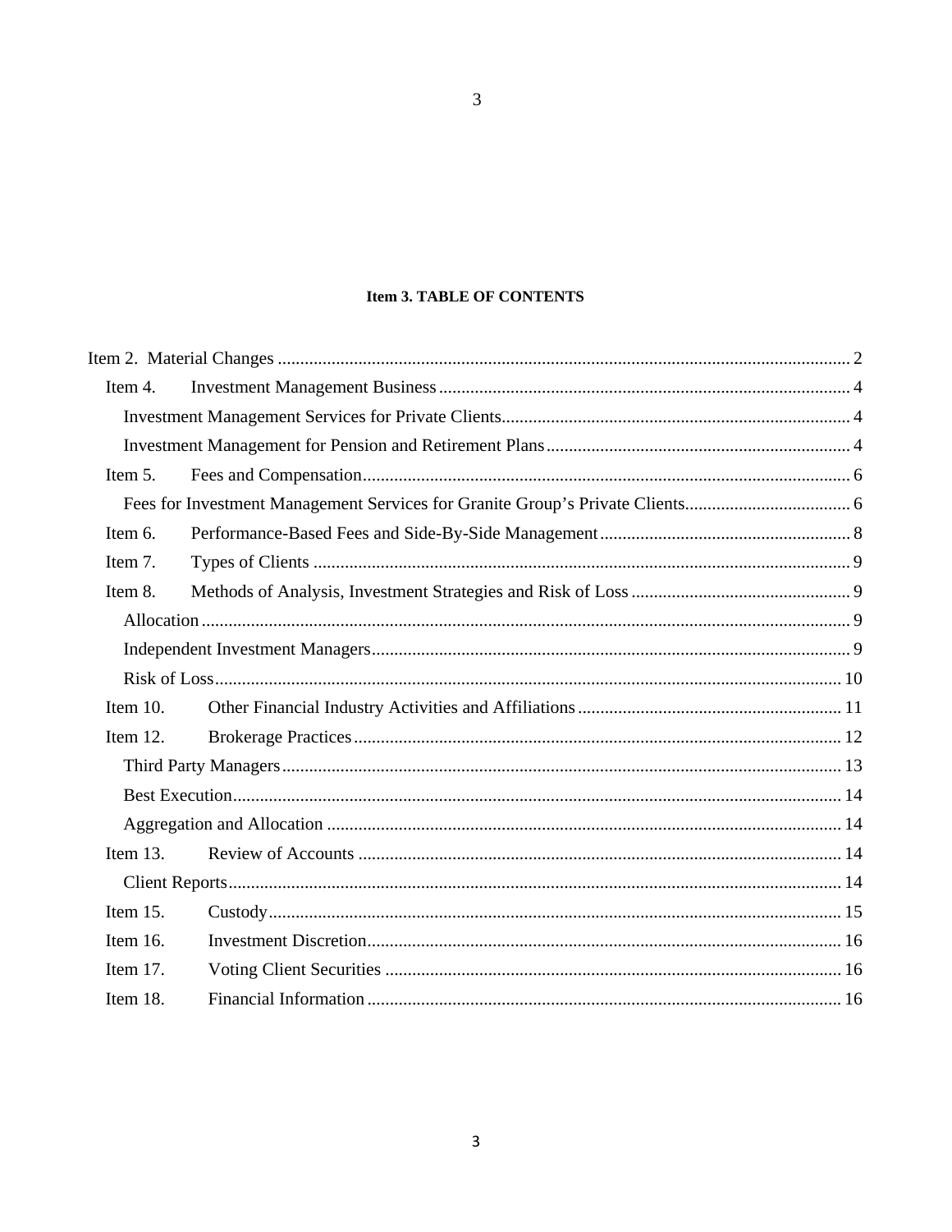## Item 3. TABLE OF CONTENTS

Item 2. Material Changes ............................................................ 2

- Item 4. Investment Management Business ............................................................ 4
  - Investment Management Services for Private Clients ............................................................ 4
  - Investment Management for Pension and Retirement Plans ............................................................ 4
- Item 5. Fees and Compensation ............................................................ 6
  - Fees for Investment Management Services for Granite Group's Private Clients ............................................................ 6
- Item 6. Performance-Based Fees and Side-By-Side Management ............................................................ 8
- Item 7. Types of Clients ............................................................ 9
- Item 8. Methods of Analysis, Investment Strategies and Risk of Loss ............................................................ 9
  - Allocation ............................................................ 9
  - Independent Investment Managers ............................................................ 9
  - Risk of Loss ............................................................ 10
- Item 10. Other Financial Industry Activities and Affiliations ............................................................ 11
- Item 12. Brokerage Practices ............................................................ 12
  - Third Party Managers ............................................................ 13
  - Best Execution ............................................................ 14
  - Aggregation and Allocation ............................................................ 14
- Item 13. Review of Accounts ............................................................ 14
  - Client Reports ............................................................ 14
- Item 15. Custody ............................................................ 15
- Item 16. Investment Discretion ............................................................ 16
- Item 17. Voting Client Securities ............................................................ 16
- Item 18. Financial Information ............................................................ 16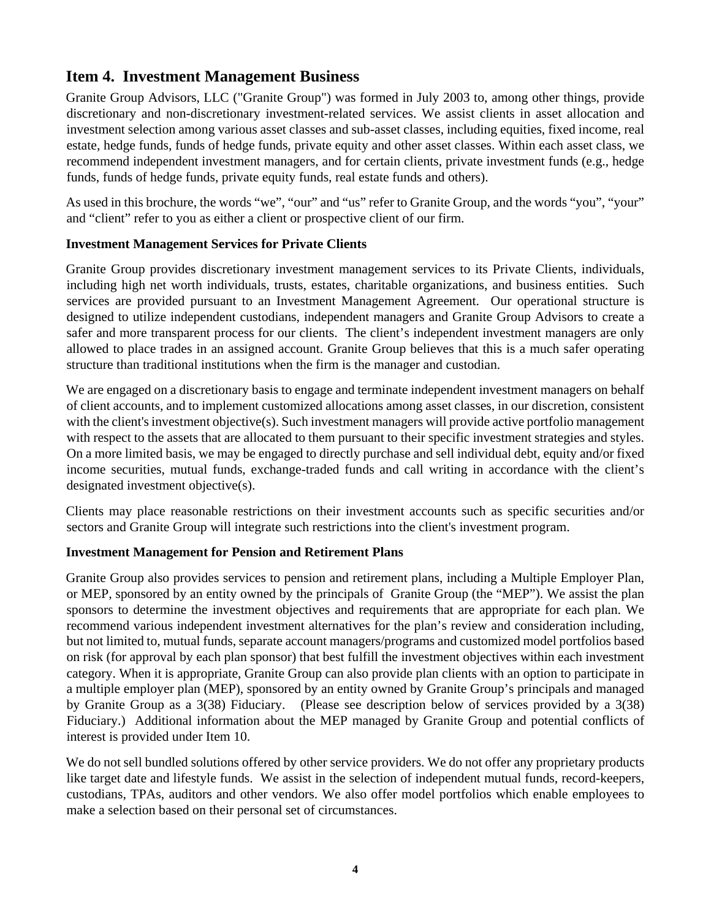## Item 4. Investment Management Business

Granite Group Advisors, LLC ("Granite Group") was formed in July 2003 to, among other things, provide discretionary and non-discretionary investment-related services. We assist clients in asset allocation and investment selection among various asset classes and sub-asset classes, including equities, fixed income, real estate, hedge funds, funds of hedge funds, private equity and other asset classes. Within each asset class, we recommend independent investment managers, and for certain clients, private investment funds (e.g., hedge funds, funds of hedge funds, private equity funds, real estate funds and others).

As used in this brochure, the words "we", "our" and "us" refer to Granite Group, and the words "you", "your" and "client" refer to you as either a client or prospective client of our firm.

**Investment Management Services for Private Clients**

Granite Group provides discretionary investment management services to its Private Clients, individuals, including high net worth individuals, trusts, estates, charitable organizations, and business entities. Such services are provided pursuant to an Investment Management Agreement. Our operational structure is designed to utilize independent custodians, independent managers and Granite Group Advisors to create a safer and more transparent process for our clients. The client's independent investment managers are only allowed to place trades in an assigned account. Granite Group believes that this is a much safer operating structure than traditional institutions when the firm is the manager and custodian.

We are engaged on a discretionary basis to engage and terminate independent investment managers on behalf of client accounts, and to implement customized allocations among asset classes, in our discretion, consistent with the client's investment objective(s). Such investment managers will provide active portfolio management with respect to the assets that are allocated to them pursuant to their specific investment strategies and styles. On a more limited basis, we may be engaged to directly purchase and sell individual debt, equity and/or fixed income securities, mutual funds, exchange-traded funds and call writing in accordance with the client's designated investment objective(s).

Clients may place reasonable restrictions on their investment accounts such as specific securities and/or sectors and Granite Group will integrate such restrictions into the client's investment program.

**Investment Management for Pension and Retirement Plans**

Granite Group also provides services to pension and retirement plans, including a Multiple Employer Plan, or MEP, sponsored by an entity owned by the principals of Granite Group (the "MEP"). We assist the plan sponsors to determine the investment objectives and requirements that are appropriate for each plan. We recommend various independent investment alternatives for the plan's review and consideration including, but not limited to, mutual funds, separate account managers/programs and customized model portfolios based on risk (for approval by each plan sponsor) that best fulfill the investment objectives within each investment category. When it is appropriate, Granite Group can also provide plan clients with an option to participate in a multiple employer plan (MEP), sponsored by an entity owned by Granite Group's principals and managed by Granite Group as a 3(38) Fiduciary. (Please see description below of services provided by a 3(38) Fiduciary.) Additional information about the MEP managed by Granite Group and potential conflicts of interest is provided under Item 10.

We do not sell bundled solutions offered by other service providers. We do not offer any proprietary products like target date and lifestyle funds. We assist in the selection of independent mutual funds, record-keepers, custodians, TPAs, auditors and other vendors. We also offer model portfolios which enable employees to make a selection based on their personal set of circumstances.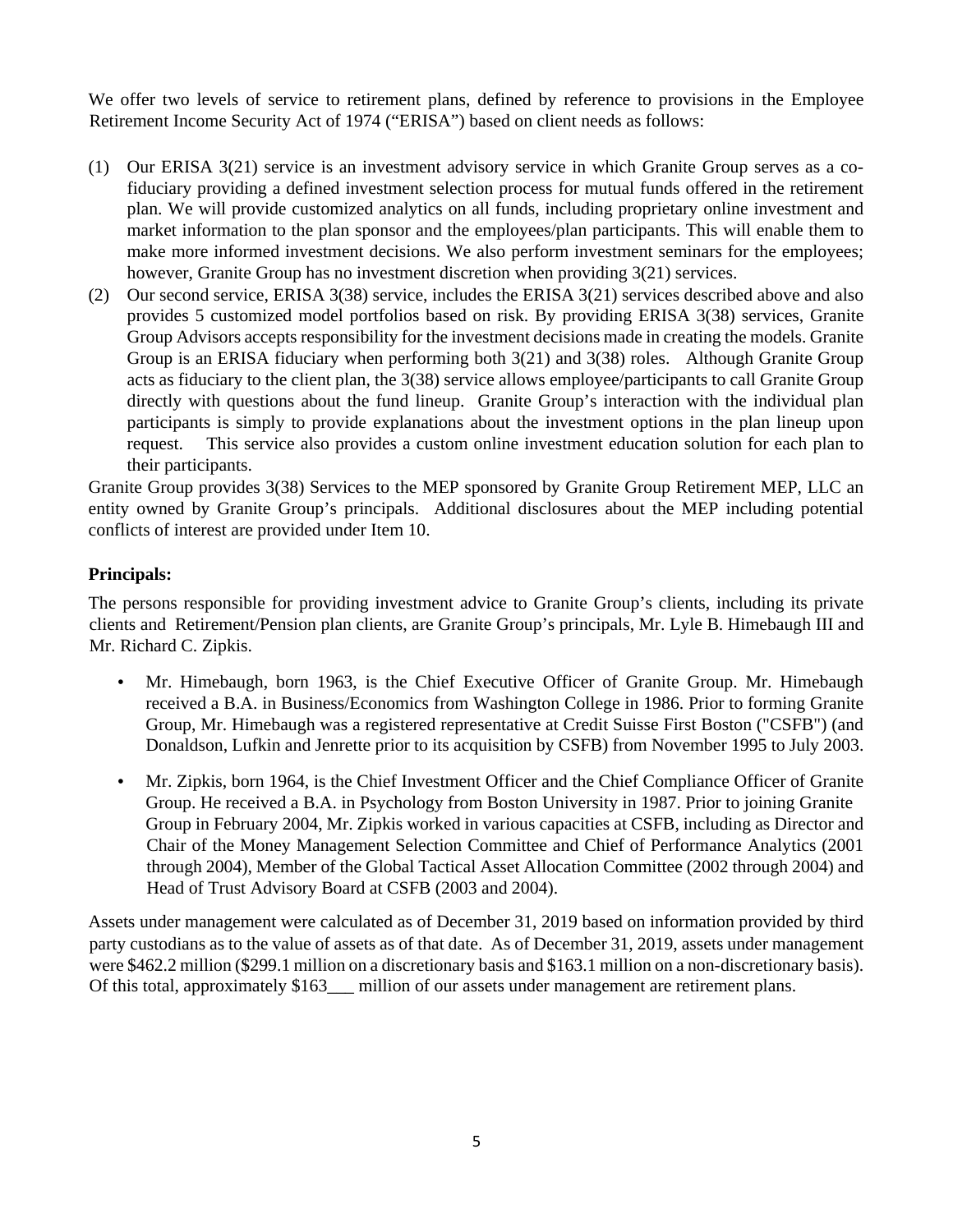We offer two levels of service to retirement plans, defined by reference to provisions in the Employee Retirement Income Security Act of 1974 ("ERISA") based on client needs as follows:

(1) Our ERISA 3(21) service is an investment advisory service in which Granite Group serves as a co-fiduciary providing a defined investment selection process for mutual funds offered in the retirement plan. We will provide customized analytics on all funds, including proprietary online investment and market information to the plan sponsor and the employees/plan participants. This will enable them to make more informed investment decisions. We also perform investment seminars for the employees; however, Granite Group has no investment discretion when providing 3(21) services.

(2) Our second service, ERISA 3(38) service, includes the ERISA 3(21) services described above and also provides 5 customized model portfolios based on risk. By providing ERISA 3(38) services, Granite Group Advisors accepts responsibility for the investment decisions made in creating the models. Granite Group is an ERISA fiduciary when performing both 3(21) and 3(38) roles. Although Granite Group acts as fiduciary to the client plan, the 3(38) service allows employee/participants to call Granite Group directly with questions about the fund lineup. Granite Group's interaction with the individual plan participants is simply to provide explanations about the investment options in the plan lineup upon request. This service also provides a custom online investment education solution for each plan to their participants.

Granite Group provides 3(38) Services to the MEP sponsored by Granite Group Retirement MEP, LLC an entity owned by Granite Group's principals. Additional disclosures about the MEP including potential conflicts of interest are provided under Item 10.

**Principals:**

The persons responsible for providing investment advice to Granite Group's clients, including its private clients and Retirement/Pension plan clients, are Granite Group's principals, Mr. Lyle B. Himebaugh III and Mr. Richard C. Zipkis.

- Mr. Himebaugh, born 1963, is the Chief Executive Officer of Granite Group. Mr. Himebaugh received a B.A. in Business/Economics from Washington College in 1986. Prior to forming Granite Group, Mr. Himebaugh was a registered representative at Credit Suisse First Boston ("CSFB") (and Donaldson, Lufkin and Jenrette prior to its acquisition by CSFB) from November 1995 to July 2003.

- Mr. Zipkis, born 1964, is the Chief Investment Officer and the Chief Compliance Officer of Granite Group. He received a B.A. in Psychology from Boston University in 1987. Prior to joining Granite Group in February 2004, Mr. Zipkis worked in various capacities at CSFB, including as Director and Chair of the Money Management Selection Committee and Chief of Performance Analytics (2001 through 2004), Member of the Global Tactical Asset Allocation Committee (2002 through 2004) and Head of Trust Advisory Board at CSFB (2003 and 2004).

Assets under management were calculated as of December 31, 2019 based on information provided by third party custodians as to the value of assets as of that date. As of December 31, 2019, assets under management were $462.2 million ($299.1 million on a discretionary basis and $163.1 million on a non-discretionary basis). Of this total, approximately $163___ million of our assets under management are retirement plans.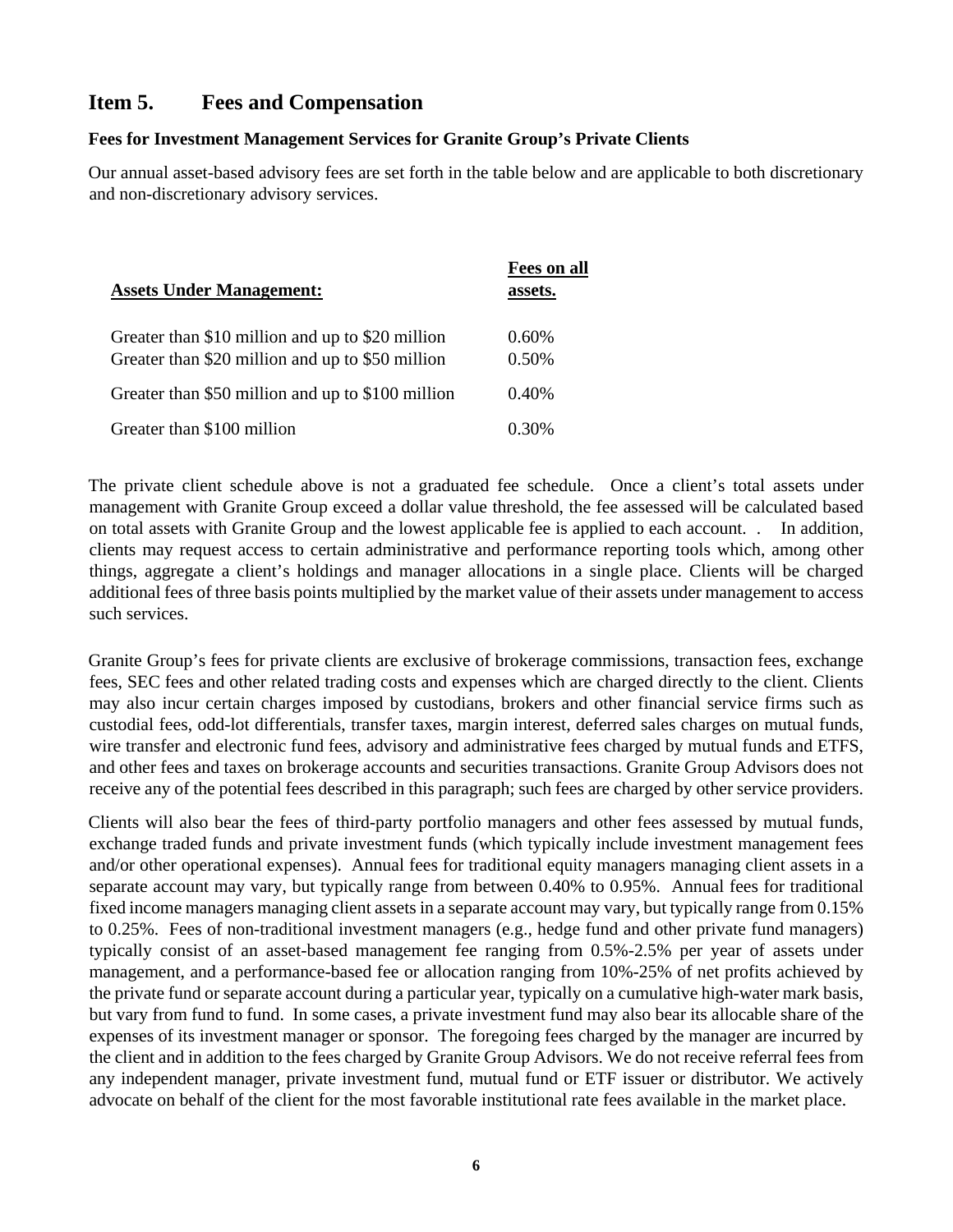## Item 5. Fees and Compensation

### Fees for Investment Management Services for Granite Group's Private Clients

Our annual asset-based advisory fees are set forth in the table below and are applicable to both discretionary and non-discretionary advisory services.

| Assets Under Management: | Fees on all assets. |
|---|---|
| Greater than \$10 million and up to \$20 million | 0.60% |
| Greater than \$20 million and up to \$50 million | 0.50% |
| Greater than \$50 million and up to \$100 million | 0.40% |
| Greater than \$100 million | 0.30% |

The private client schedule above is not a graduated fee schedule. Once a client's total assets under management with Granite Group exceed a dollar value threshold, the fee assessed will be calculated based on total assets with Granite Group and the lowest applicable fee is applied to each account. . In addition, clients may request access to certain administrative and performance reporting tools which, among other things, aggregate a client's holdings and manager allocations in a single place. Clients will be charged additional fees of three basis points multiplied by the market value of their assets under management to access such services.

Granite Group's fees for private clients are exclusive of brokerage commissions, transaction fees, exchange fees, SEC fees and other related trading costs and expenses which are charged directly to the client. Clients may also incur certain charges imposed by custodians, brokers and other financial service firms such as custodial fees, odd-lot differentials, transfer taxes, margin interest, deferred sales charges on mutual funds, wire transfer and electronic fund fees, advisory and administrative fees charged by mutual funds and ETFS, and other fees and taxes on brokerage accounts and securities transactions. Granite Group Advisors does not receive any of the potential fees described in this paragraph; such fees are charged by other service providers.

Clients will also bear the fees of third-party portfolio managers and other fees assessed by mutual funds, exchange traded funds and private investment funds (which typically include investment management fees and/or other operational expenses). Annual fees for traditional equity managers managing client assets in a separate account may vary, but typically range from between 0.40% to 0.95%. Annual fees for traditional fixed income managers managing client assets in a separate account may vary, but typically range from 0.15% to 0.25%. Fees of non-traditional investment managers (e.g., hedge fund and other private fund managers) typically consist of an asset-based management fee ranging from 0.5%-2.5% per year of assets under management, and a performance-based fee or allocation ranging from 10%-25% of net profits achieved by the private fund or separate account during a particular year, typically on a cumulative high-water mark basis, but vary from fund to fund. In some cases, a private investment fund may also bear its allocable share of the expenses of its investment manager or sponsor. The foregoing fees charged by the manager are incurred by the client and in addition to the fees charged by Granite Group Advisors. We do not receive referral fees from any independent manager, private investment fund, mutual fund or ETF issuer or distributor. We actively advocate on behalf of the client for the most favorable institutional rate fees available in the market place.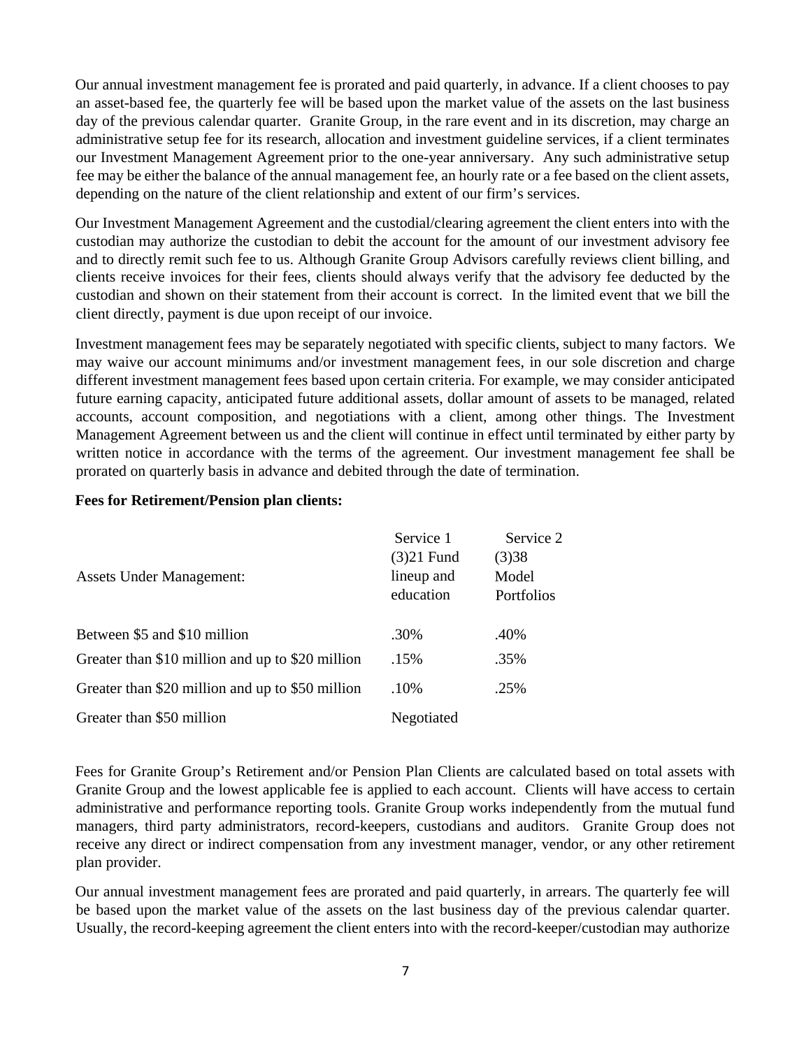Our annual investment management fee is prorated and paid quarterly, in advance. If a client chooses to pay an asset-based fee, the quarterly fee will be based upon the market value of the assets on the last business day of the previous calendar quarter. Granite Group, in the rare event and in its discretion, may charge an administrative setup fee for its research, allocation and investment guideline services, if a client terminates our Investment Management Agreement prior to the one-year anniversary. Any such administrative setup fee may be either the balance of the annual management fee, an hourly rate or a fee based on the client assets, depending on the nature of the client relationship and extent of our firm's services.

Our Investment Management Agreement and the custodial/clearing agreement the client enters into with the custodian may authorize the custodian to debit the account for the amount of our investment advisory fee and to directly remit such fee to us. Although Granite Group Advisors carefully reviews client billing, and clients receive invoices for their fees, clients should always verify that the advisory fee deducted by the custodian and shown on their statement from their account is correct. In the limited event that we bill the client directly, payment is due upon receipt of our invoice.

Investment management fees may be separately negotiated with specific clients, subject to many factors. We may waive our account minimums and/or investment management fees, in our sole discretion and charge different investment management fees based upon certain criteria. For example, we may consider anticipated future earning capacity, anticipated future additional assets, dollar amount of assets to be managed, related accounts, account composition, and negotiations with a client, among other things. The Investment Management Agreement between us and the client will continue in effect until terminated by either party by written notice in accordance with the terms of the agreement. Our investment management fee shall be prorated on quarterly basis in advance and debited through the date of termination.

**Fees for Retirement/Pension plan clients:**

| Assets Under Management: | Service 1 (3)21 Fund lineup and education | Service 2 (3)38 Model Portfolios |
|---|---|---|
| Between $5 and $10 million | .30% | .40% |
| Greater than $10 million and up to $20 million | .15% | .35% |
| Greater than $20 million and up to $50 million | .10% | .25% |
| Greater than $50 million | Negotiated | |

Fees for Granite Group's Retirement and/or Pension Plan Clients are calculated based on total assets with Granite Group and the lowest applicable fee is applied to each account. Clients will have access to certain administrative and performance reporting tools. Granite Group works independently from the mutual fund managers, third party administrators, record-keepers, custodians and auditors. Granite Group does not receive any direct or indirect compensation from any investment manager, vendor, or any other retirement plan provider.

Our annual investment management fees are prorated and paid quarterly, in arrears. The quarterly fee will be based upon the market value of the assets on the last business day of the previous calendar quarter. Usually, the record-keeping agreement the client enters into with the record-keeper/custodian may authorize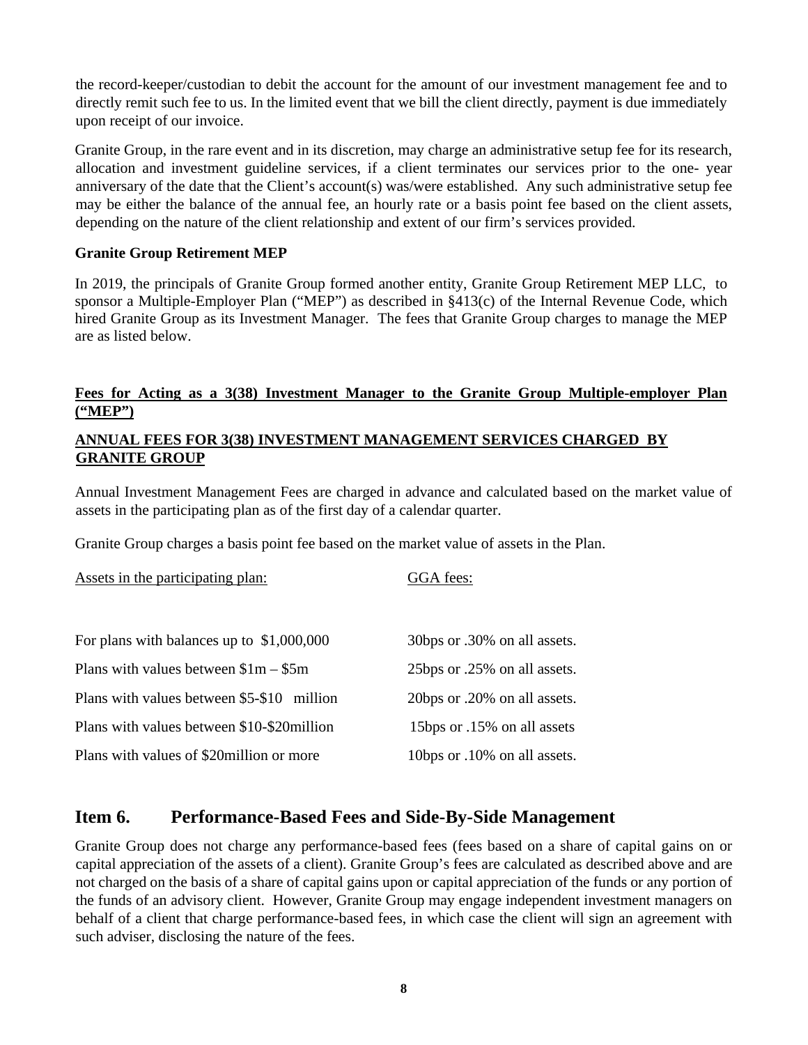the record-keeper/custodian to debit the account for the amount of our investment management fee and to directly remit such fee to us. In the limited event that we bill the client directly, payment is due immediately upon receipt of our invoice.

Granite Group, in the rare event and in its discretion, may charge an administrative setup fee for its research, allocation and investment guideline services, if a client terminates our services prior to the one- year anniversary of the date that the Client's account(s) was/were established. Any such administrative setup fee may be either the balance of the annual fee, an hourly rate or a basis point fee based on the client assets, depending on the nature of the client relationship and extent of our firm's services provided.

**Granite Group Retirement MEP**

In 2019, the principals of Granite Group formed another entity, Granite Group Retirement MEP LLC, to sponsor a Multiple-Employer Plan ("MEP") as described in §413(c) of the Internal Revenue Code, which hired Granite Group as its Investment Manager. The fees that Granite Group charges to manage the MEP are as listed below.

**Fees for Acting as a 3(38) Investment Manager to the Granite Group Multiple-employer Plan ("MEP")**

**ANNUAL FEES FOR 3(38) INVESTMENT MANAGEMENT SERVICES CHARGED BY GRANITE GROUP**

Annual Investment Management Fees are charged in advance and calculated based on the market value of assets in the participating plan as of the first day of a calendar quarter.

Granite Group charges a basis point fee based on the market value of assets in the Plan.

| Assets in the participating plan: | GGA fees: |
|---|---|
| For plans with balances up to $1,000,000 | 30bps or .30% on all assets. |
| Plans with values between $1m – $5m | 25bps or .25% on all assets. |
| Plans with values between $5-$10 million | 20bps or .20% on all assets. |
| Plans with values between $10-$20million | 15bps or .15% on all assets |
| Plans with values of $20million or more | 10bps or .10% on all assets. |

## Item 6. Performance-Based Fees and Side-By-Side Management

Granite Group does not charge any performance-based fees (fees based on a share of capital gains on or capital appreciation of the assets of a client). Granite Group's fees are calculated as described above and are not charged on the basis of a share of capital gains upon or capital appreciation of the funds or any portion of the funds of an advisory client. However, Granite Group may engage independent investment managers on behalf of a client that charge performance-based fees, in which case the client will sign an agreement with such adviser, disclosing the nature of the fees.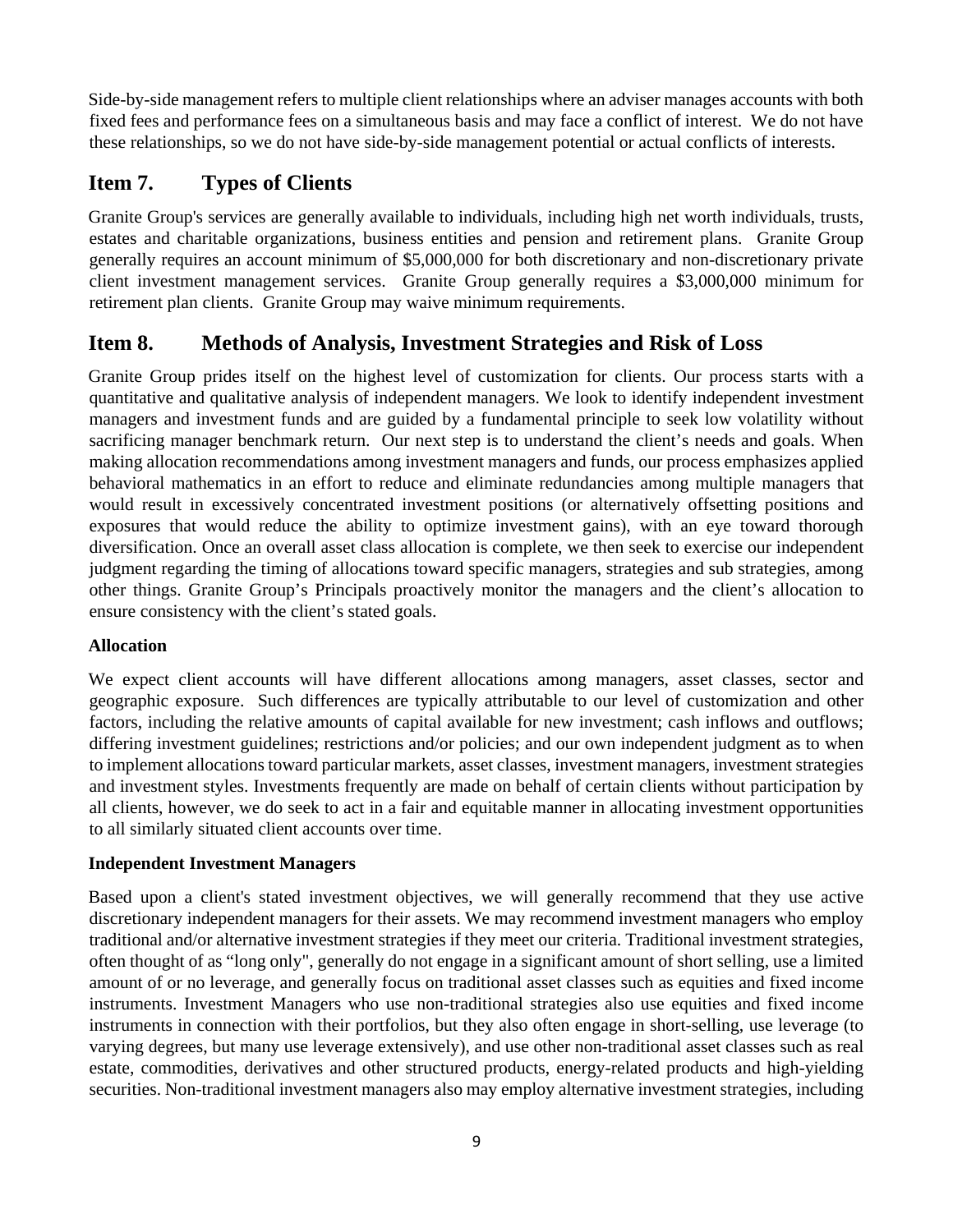Side-by-side management refers to multiple client relationships where an adviser manages accounts with both fixed fees and performance fees on a simultaneous basis and may face a conflict of interest. We do not have these relationships, so we do not have side-by-side management potential or actual conflicts of interests.

## Item 7. Types of Clients

Granite Group's services are generally available to individuals, including high net worth individuals, trusts, estates and charitable organizations, business entities and pension and retirement plans. Granite Group generally requires an account minimum of $5,000,000 for both discretionary and non-discretionary private client investment management services. Granite Group generally requires a $3,000,000 minimum for retirement plan clients. Granite Group may waive minimum requirements.

## Item 8. Methods of Analysis, Investment Strategies and Risk of Loss

Granite Group prides itself on the highest level of customization for clients. Our process starts with a quantitative and qualitative analysis of independent managers. We look to identify independent investment managers and investment funds and are guided by a fundamental principle to seek low volatility without sacrificing manager benchmark return. Our next step is to understand the client's needs and goals. When making allocation recommendations among investment managers and funds, our process emphasizes applied behavioral mathematics in an effort to reduce and eliminate redundancies among multiple managers that would result in excessively concentrated investment positions (or alternatively offsetting positions and exposures that would reduce the ability to optimize investment gains), with an eye toward thorough diversification. Once an overall asset class allocation is complete, we then seek to exercise our independent judgment regarding the timing of allocations toward specific managers, strategies and sub strategies, among other things. Granite Group's Principals proactively monitor the managers and the client's allocation to ensure consistency with the client's stated goals.

**Allocation**

We expect client accounts will have different allocations among managers, asset classes, sector and geographic exposure. Such differences are typically attributable to our level of customization and other factors, including the relative amounts of capital available for new investment; cash inflows and outflows; differing investment guidelines; restrictions and/or policies; and our own independent judgment as to when to implement allocations toward particular markets, asset classes, investment managers, investment strategies and investment styles. Investments frequently are made on behalf of certain clients without participation by all clients, however, we do seek to act in a fair and equitable manner in allocating investment opportunities to all similarly situated client accounts over time.

**Independent Investment Managers**

Based upon a client's stated investment objectives, we will generally recommend that they use active discretionary independent managers for their assets. We may recommend investment managers who employ traditional and/or alternative investment strategies if they meet our criteria. Traditional investment strategies, often thought of as "long only", generally do not engage in a significant amount of short selling, use a limited amount of or no leverage, and generally focus on traditional asset classes such as equities and fixed income instruments. Investment Managers who use non-traditional strategies also use equities and fixed income instruments in connection with their portfolios, but they also often engage in short-selling, use leverage (to varying degrees, but many use leverage extensively), and use other non-traditional asset classes such as real estate, commodities, derivatives and other structured products, energy-related products and high-yielding securities. Non-traditional investment managers also may employ alternative investment strategies, including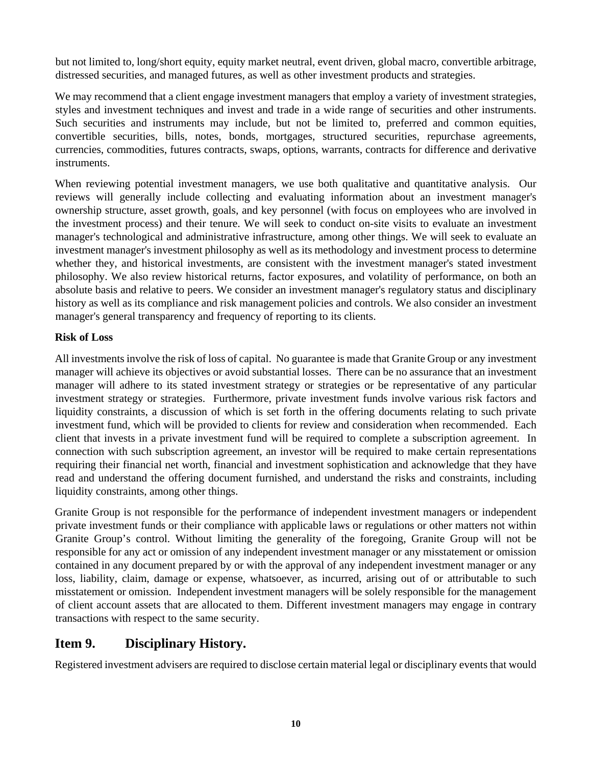but not limited to, long/short equity, equity market neutral, event driven, global macro, convertible arbitrage, distressed securities, and managed futures, as well as other investment products and strategies.

We may recommend that a client engage investment managers that employ a variety of investment strategies, styles and investment techniques and invest and trade in a wide range of securities and other instruments. Such securities and instruments may include, but not be limited to, preferred and common equities, convertible securities, bills, notes, bonds, mortgages, structured securities, repurchase agreements, currencies, commodities, futures contracts, swaps, options, warrants, contracts for difference and derivative instruments.

When reviewing potential investment managers, we use both qualitative and quantitative analysis. Our reviews will generally include collecting and evaluating information about an investment manager's ownership structure, asset growth, goals, and key personnel (with focus on employees who are involved in the investment process) and their tenure. We will seek to conduct on-site visits to evaluate an investment manager's technological and administrative infrastructure, among other things. We will seek to evaluate an investment manager's investment philosophy as well as its methodology and investment process to determine whether they, and historical investments, are consistent with the investment manager's stated investment philosophy. We also review historical returns, factor exposures, and volatility of performance, on both an absolute basis and relative to peers. We consider an investment manager's regulatory status and disciplinary history as well as its compliance and risk management policies and controls. We also consider an investment manager's general transparency and frequency of reporting to its clients.

**Risk of Loss**

All investments involve the risk of loss of capital. No guarantee is made that Granite Group or any investment manager will achieve its objectives or avoid substantial losses. There can be no assurance that an investment manager will adhere to its stated investment strategy or strategies or be representative of any particular investment strategy or strategies. Furthermore, private investment funds involve various risk factors and liquidity constraints, a discussion of which is set forth in the offering documents relating to such private investment fund, which will be provided to clients for review and consideration when recommended. Each client that invests in a private investment fund will be required to complete a subscription agreement. In connection with such subscription agreement, an investor will be required to make certain representations requiring their financial net worth, financial and investment sophistication and acknowledge that they have read and understand the offering document furnished, and understand the risks and constraints, including liquidity constraints, among other things.

Granite Group is not responsible for the performance of independent investment managers or independent private investment funds or their compliance with applicable laws or regulations or other matters not within Granite Group's control. Without limiting the generality of the foregoing, Granite Group will not be responsible for any act or omission of any independent investment manager or any misstatement or omission contained in any document prepared by or with the approval of any independent investment manager or any loss, liability, claim, damage or expense, whatsoever, as incurred, arising out of or attributable to such misstatement or omission. Independent investment managers will be solely responsible for the management of client account assets that are allocated to them. Different investment managers may engage in contrary transactions with respect to the same security.

## Item 9. Disciplinary History.

Registered investment advisers are required to disclose certain material legal or disciplinary events that would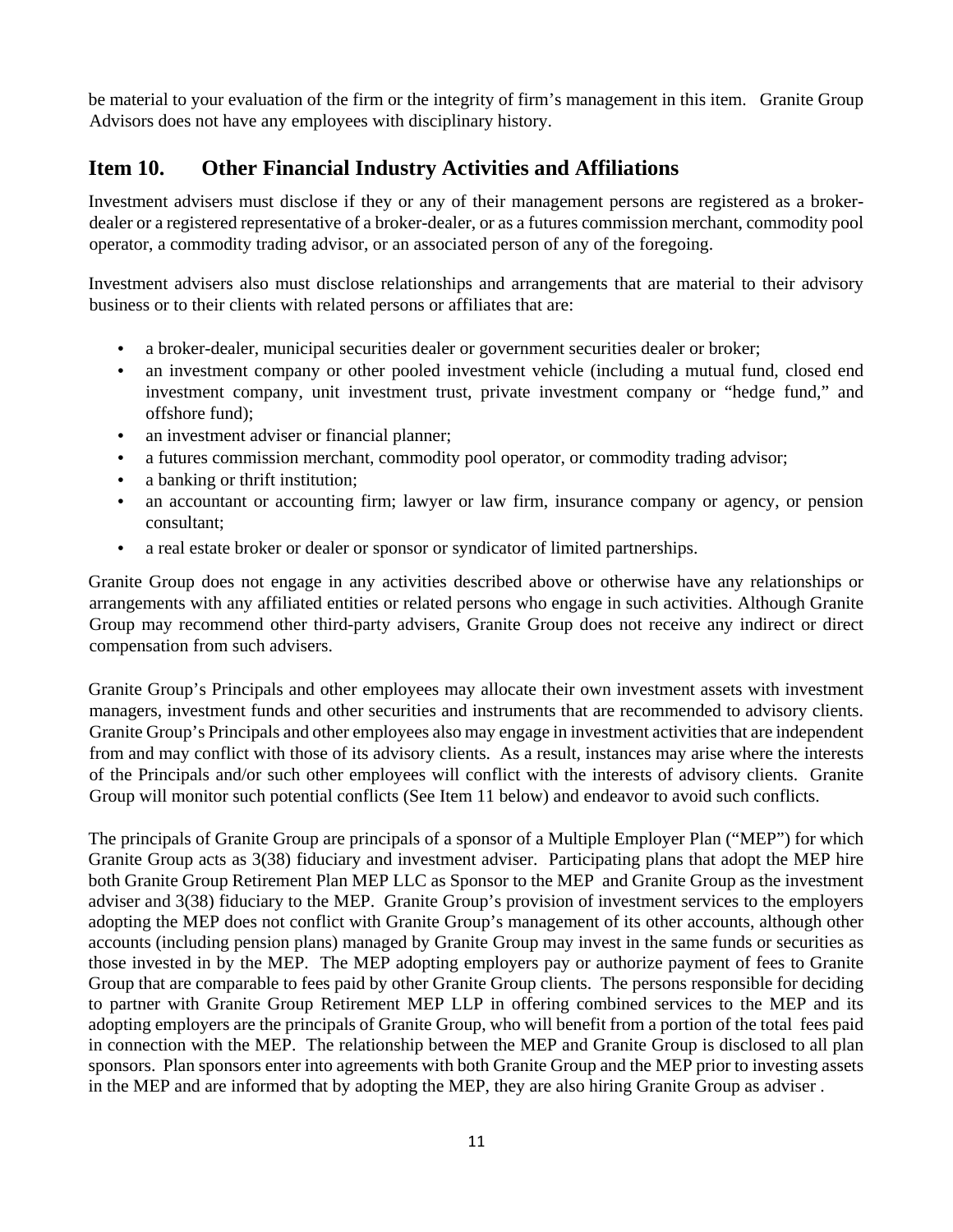be material to your evaluation of the firm or the integrity of firm's management in this item. Granite Group Advisors does not have any employees with disciplinary history.

## Item 10. Other Financial Industry Activities and Affiliations

Investment advisers must disclose if they or any of their management persons are registered as a broker-dealer or a registered representative of a broker-dealer, or as a futures commission merchant, commodity pool operator, a commodity trading advisor, or an associated person of any of the foregoing.

Investment advisers also must disclose relationships and arrangements that are material to their advisory business or to their clients with related persons or affiliates that are:

- a broker-dealer, municipal securities dealer or government securities dealer or broker;
- an investment company or other pooled investment vehicle (including a mutual fund, closed end investment company, unit investment trust, private investment company or "hedge fund," and offshore fund);
- an investment adviser or financial planner;
- a futures commission merchant, commodity pool operator, or commodity trading advisor;
- a banking or thrift institution;
- an accountant or accounting firm; lawyer or law firm, insurance company or agency, or pension consultant;
- a real estate broker or dealer or sponsor or syndicator of limited partnerships.

Granite Group does not engage in any activities described above or otherwise have any relationships or arrangements with any affiliated entities or related persons who engage in such activities. Although Granite Group may recommend other third-party advisers, Granite Group does not receive any indirect or direct compensation from such advisers.

Granite Group's Principals and other employees may allocate their own investment assets with investment managers, investment funds and other securities and instruments that are recommended to advisory clients. Granite Group's Principals and other employees also may engage in investment activities that are independent from and may conflict with those of its advisory clients. As a result, instances may arise where the interests of the Principals and/or such other employees will conflict with the interests of advisory clients. Granite Group will monitor such potential conflicts (See Item 11 below) and endeavor to avoid such conflicts.

The principals of Granite Group are principals of a sponsor of a Multiple Employer Plan ("MEP") for which Granite Group acts as 3(38) fiduciary and investment adviser. Participating plans that adopt the MEP hire both Granite Group Retirement Plan MEP LLC as Sponsor to the MEP and Granite Group as the investment adviser and 3(38) fiduciary to the MEP. Granite Group's provision of investment services to the employers adopting the MEP does not conflict with Granite Group's management of its other accounts, although other accounts (including pension plans) managed by Granite Group may invest in the same funds or securities as those invested in by the MEP. The MEP adopting employers pay or authorize payment of fees to Granite Group that are comparable to fees paid by other Granite Group clients. The persons responsible for deciding to partner with Granite Group Retirement MEP LLP in offering combined services to the MEP and its adopting employers are the principals of Granite Group, who will benefit from a portion of the total fees paid in connection with the MEP. The relationship between the MEP and Granite Group is disclosed to all plan sponsors. Plan sponsors enter into agreements with both Granite Group and the MEP prior to investing assets in the MEP and are informed that by adopting the MEP, they are also hiring Granite Group as adviser .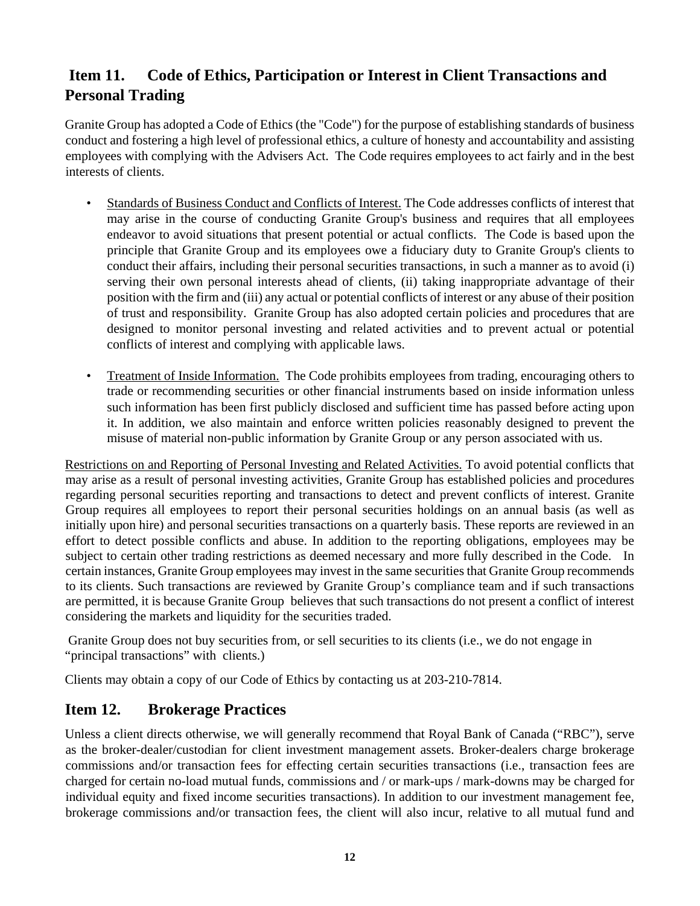## Item 11. Code of Ethics, Participation or Interest in Client Transactions and Personal Trading

Granite Group has adopted a Code of Ethics (the "Code") for the purpose of establishing standards of business conduct and fostering a high level of professional ethics, a culture of honesty and accountability and assisting employees with complying with the Advisers Act. The Code requires employees to act fairly and in the best interests of clients.

- Standards of Business Conduct and Conflicts of Interest. The Code addresses conflicts of interest that may arise in the course of conducting Granite Group's business and requires that all employees endeavor to avoid situations that present potential or actual conflicts. The Code is based upon the principle that Granite Group and its employees owe a fiduciary duty to Granite Group's clients to conduct their affairs, including their personal securities transactions, in such a manner as to avoid (i) serving their own personal interests ahead of clients, (ii) taking inappropriate advantage of their position with the firm and (iii) any actual or potential conflicts of interest or any abuse of their position of trust and responsibility. Granite Group has also adopted certain policies and procedures that are designed to monitor personal investing and related activities and to prevent actual or potential conflicts of interest and complying with applicable laws.

- Treatment of Inside Information. The Code prohibits employees from trading, encouraging others to trade or recommending securities or other financial instruments based on inside information unless such information has been first publicly disclosed and sufficient time has passed before acting upon it. In addition, we also maintain and enforce written policies reasonably designed to prevent the misuse of material non-public information by Granite Group or any person associated with us.

Restrictions on and Reporting of Personal Investing and Related Activities. To avoid potential conflicts that may arise as a result of personal investing activities, Granite Group has established policies and procedures regarding personal securities reporting and transactions to detect and prevent conflicts of interest. Granite Group requires all employees to report their personal securities holdings on an annual basis (as well as initially upon hire) and personal securities transactions on a quarterly basis. These reports are reviewed in an effort to detect possible conflicts and abuse. In addition to the reporting obligations, employees may be subject to certain other trading restrictions as deemed necessary and more fully described in the Code. In certain instances, Granite Group employees may invest in the same securities that Granite Group recommends to its clients. Such transactions are reviewed by Granite Group's compliance team and if such transactions are permitted, it is because Granite Group believes that such transactions do not present a conflict of interest considering the markets and liquidity for the securities traded.

Granite Group does not buy securities from, or sell securities to its clients (i.e., we do not engage in "principal transactions" with clients.)

Clients may obtain a copy of our Code of Ethics by contacting us at 203-210-7814.

## Item 12. Brokerage Practices

Unless a client directs otherwise, we will generally recommend that Royal Bank of Canada ("RBC"), serve as the broker-dealer/custodian for client investment management assets. Broker-dealers charge brokerage commissions and/or transaction fees for effecting certain securities transactions (i.e., transaction fees are charged for certain no-load mutual funds, commissions and / or mark-ups / mark-downs may be charged for individual equity and fixed income securities transactions). In addition to our investment management fee, brokerage commissions and/or transaction fees, the client will also incur, relative to all mutual fund and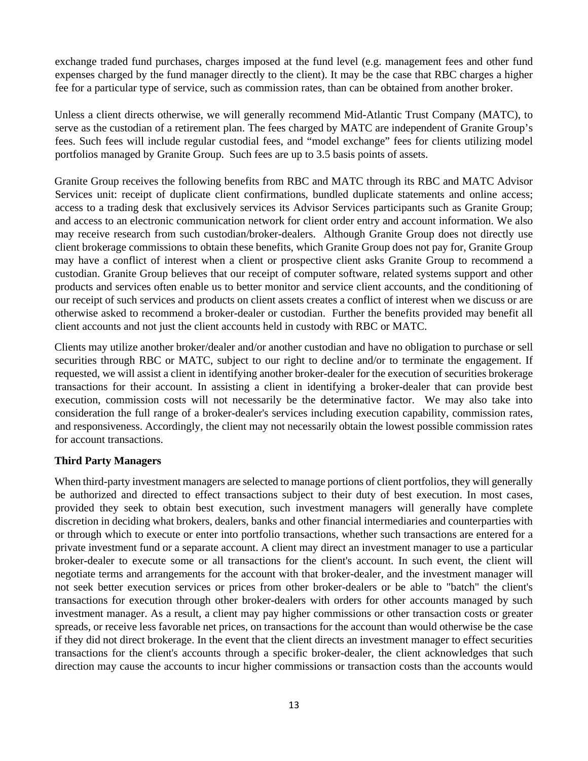exchange traded fund purchases, charges imposed at the fund level (e.g. management fees and other fund expenses charged by the fund manager directly to the client). It may be the case that RBC charges a higher fee for a particular type of service, such as commission rates, than can be obtained from another broker.

Unless a client directs otherwise, we will generally recommend Mid-Atlantic Trust Company (MATC), to serve as the custodian of a retirement plan. The fees charged by MATC are independent of Granite Group's fees. Such fees will include regular custodial fees, and "model exchange" fees for clients utilizing model portfolios managed by Granite Group. Such fees are up to 3.5 basis points of assets.

Granite Group receives the following benefits from RBC and MATC through its RBC and MATC Advisor Services unit: receipt of duplicate client confirmations, bundled duplicate statements and online access; access to a trading desk that exclusively services its Advisor Services participants such as Granite Group; and access to an electronic communication network for client order entry and account information. We also may receive research from such custodian/broker-dealers. Although Granite Group does not directly use client brokerage commissions to obtain these benefits, which Granite Group does not pay for, Granite Group may have a conflict of interest when a client or prospective client asks Granite Group to recommend a custodian. Granite Group believes that our receipt of computer software, related systems support and other products and services often enable us to better monitor and service client accounts, and the conditioning of our receipt of such services and products on client assets creates a conflict of interest when we discuss or are otherwise asked to recommend a broker-dealer or custodian. Further the benefits provided may benefit all client accounts and not just the client accounts held in custody with RBC or MATC.

Clients may utilize another broker/dealer and/or another custodian and have no obligation to purchase or sell securities through RBC or MATC, subject to our right to decline and/or to terminate the engagement. If requested, we will assist a client in identifying another broker-dealer for the execution of securities brokerage transactions for their account. In assisting a client in identifying a broker-dealer that can provide best execution, commission costs will not necessarily be the determinative factor. We may also take into consideration the full range of a broker-dealer's services including execution capability, commission rates, and responsiveness. Accordingly, the client may not necessarily obtain the lowest possible commission rates for account transactions.

**Third Party Managers**

When third-party investment managers are selected to manage portions of client portfolios, they will generally be authorized and directed to effect transactions subject to their duty of best execution. In most cases, provided they seek to obtain best execution, such investment managers will generally have complete discretion in deciding what brokers, dealers, banks and other financial intermediaries and counterparties with or through which to execute or enter into portfolio transactions, whether such transactions are entered for a private investment fund or a separate account. A client may direct an investment manager to use a particular broker-dealer to execute some or all transactions for the client's account. In such event, the client will negotiate terms and arrangements for the account with that broker-dealer, and the investment manager will not seek better execution services or prices from other broker-dealers or be able to "batch" the client's transactions for execution through other broker-dealers with orders for other accounts managed by such investment manager. As a result, a client may pay higher commissions or other transaction costs or greater spreads, or receive less favorable net prices, on transactions for the account than would otherwise be the case if they did not direct brokerage. In the event that the client directs an investment manager to effect securities transactions for the client's accounts through a specific broker-dealer, the client acknowledges that such direction may cause the accounts to incur higher commissions or transaction costs than the accounts would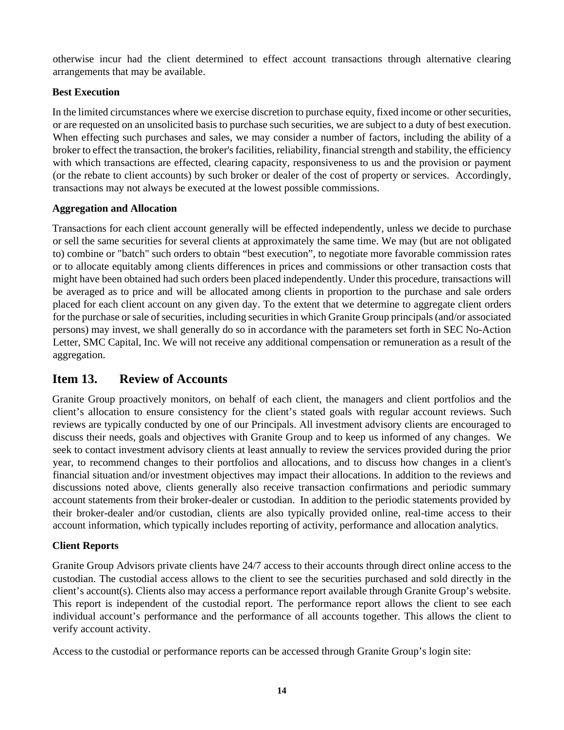otherwise incur had the client determined to effect account transactions through alternative clearing arrangements that may be available.

**Best Execution**

In the limited circumstances where we exercise discretion to purchase equity, fixed income or other securities, or are requested on an unsolicited basis to purchase such securities, we are subject to a duty of best execution. When effecting such purchases and sales, we may consider a number of factors, including the ability of a broker to effect the transaction, the broker's facilities, reliability, financial strength and stability, the efficiency with which transactions are effected, clearing capacity, responsiveness to us and the provision or payment (or the rebate to client accounts) by such broker or dealer of the cost of property or services. Accordingly, transactions may not always be executed at the lowest possible commissions.

**Aggregation and Allocation**

Transactions for each client account generally will be effected independently, unless we decide to purchase or sell the same securities for several clients at approximately the same time. We may (but are not obligated to) combine or "batch" such orders to obtain "best execution", to negotiate more favorable commission rates or to allocate equitably among clients differences in prices and commissions or other transaction costs that might have been obtained had such orders been placed independently. Under this procedure, transactions will be averaged as to price and will be allocated among clients in proportion to the purchase and sale orders placed for each client account on any given day. To the extent that we determine to aggregate client orders for the purchase or sale of securities, including securities in which Granite Group principals (and/or associated persons) may invest, we shall generally do so in accordance with the parameters set forth in SEC No-Action Letter, SMC Capital, Inc. We will not receive any additional compensation or remuneration as a result of the aggregation.

## Item 13. Review of Accounts

Granite Group proactively monitors, on behalf of each client, the managers and client portfolios and the client's allocation to ensure consistency for the client's stated goals with regular account reviews. Such reviews are typically conducted by one of our Principals. All investment advisory clients are encouraged to discuss their needs, goals and objectives with Granite Group and to keep us informed of any changes. We seek to contact investment advisory clients at least annually to review the services provided during the prior year, to recommend changes to their portfolios and allocations, and to discuss how changes in a client's financial situation and/or investment objectives may impact their allocations. In addition to the reviews and discussions noted above, clients generally also receive transaction confirmations and periodic summary account statements from their broker-dealer or custodian. In addition to the periodic statements provided by their broker-dealer and/or custodian, clients are also typically provided online, real-time access to their account information, which typically includes reporting of activity, performance and allocation analytics.

**Client Reports**

Granite Group Advisors private clients have 24/7 access to their accounts through direct online access to the custodian. The custodial access allows to the client to see the securities purchased and sold directly in the client's account(s). Clients also may access a performance report available through Granite Group's website. This report is independent of the custodial report. The performance report allows the client to see each individual account's performance and the performance of all accounts together. This allows the client to verify account activity.

Access to the custodial or performance reports can be accessed through Granite Group's login site: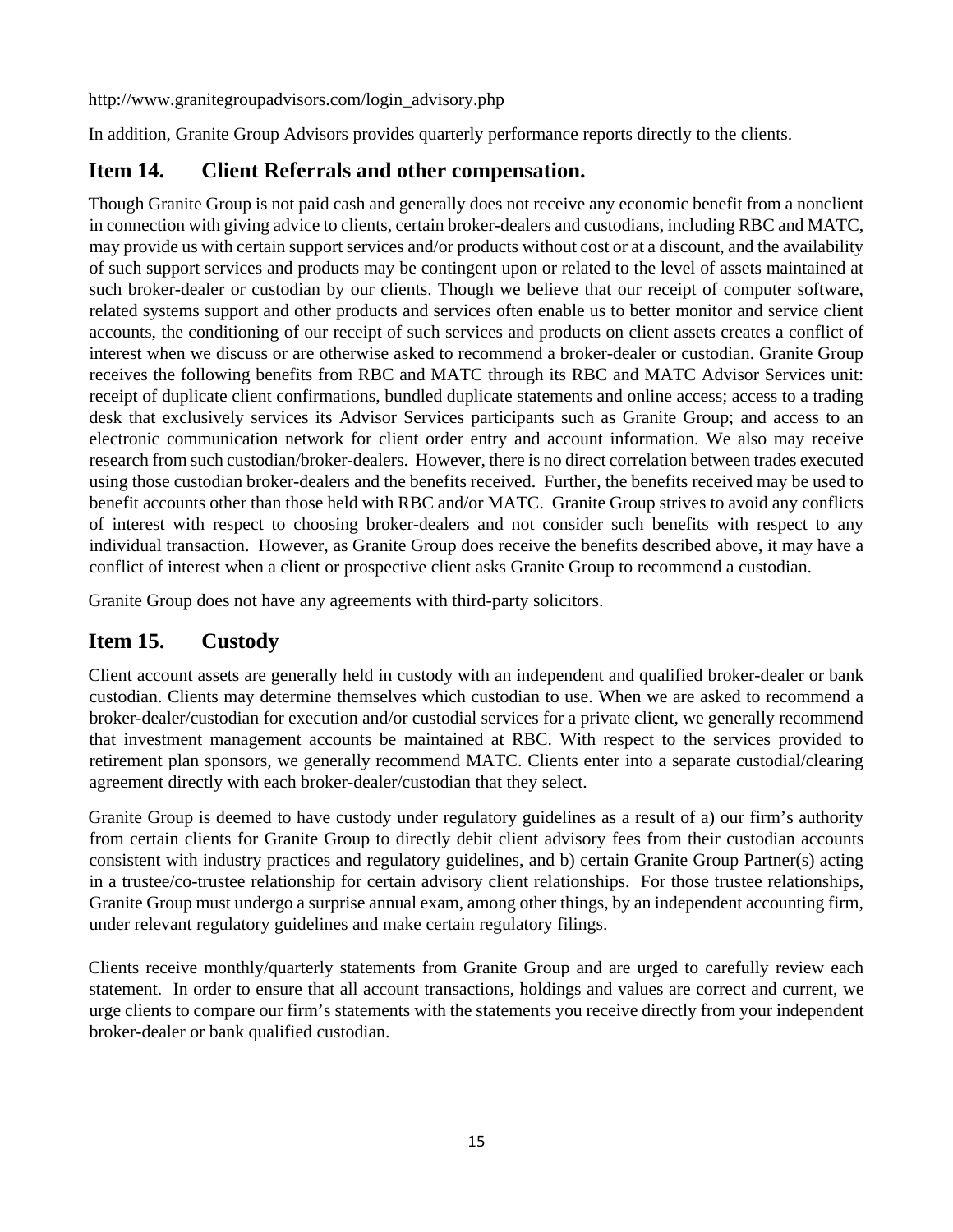http://www.granitegroupadvisors.com/login_advisory.php

In addition, Granite Group Advisors provides quarterly performance reports directly to the clients.

## Item 14. Client Referrals and other compensation.

Though Granite Group is not paid cash and generally does not receive any economic benefit from a nonclient in connection with giving advice to clients, certain broker-dealers and custodians, including RBC and MATC, may provide us with certain support services and/or products without cost or at a discount, and the availability of such support services and products may be contingent upon or related to the level of assets maintained at such broker-dealer or custodian by our clients. Though we believe that our receipt of computer software, related systems support and other products and services often enable us to better monitor and service client accounts, the conditioning of our receipt of such services and products on client assets creates a conflict of interest when we discuss or are otherwise asked to recommend a broker-dealer or custodian. Granite Group receives the following benefits from RBC and MATC through its RBC and MATC Advisor Services unit: receipt of duplicate client confirmations, bundled duplicate statements and online access; access to a trading desk that exclusively services its Advisor Services participants such as Granite Group; and access to an electronic communication network for client order entry and account information. We also may receive research from such custodian/broker-dealers. However, there is no direct correlation between trades executed using those custodian broker-dealers and the benefits received. Further, the benefits received may be used to benefit accounts other than those held with RBC and/or MATC. Granite Group strives to avoid any conflicts of interest with respect to choosing broker-dealers and not consider such benefits with respect to any individual transaction. However, as Granite Group does receive the benefits described above, it may have a conflict of interest when a client or prospective client asks Granite Group to recommend a custodian.

Granite Group does not have any agreements with third-party solicitors.

## Item 15. Custody

Client account assets are generally held in custody with an independent and qualified broker-dealer or bank custodian. Clients may determine themselves which custodian to use. When we are asked to recommend a broker-dealer/custodian for execution and/or custodial services for a private client, we generally recommend that investment management accounts be maintained at RBC. With respect to the services provided to retirement plan sponsors, we generally recommend MATC. Clients enter into a separate custodial/clearing agreement directly with each broker-dealer/custodian that they select.

Granite Group is deemed to have custody under regulatory guidelines as a result of a) our firm's authority from certain clients for Granite Group to directly debit client advisory fees from their custodian accounts consistent with industry practices and regulatory guidelines, and b) certain Granite Group Partner(s) acting in a trustee/co-trustee relationship for certain advisory client relationships. For those trustee relationships, Granite Group must undergo a surprise annual exam, among other things, by an independent accounting firm, under relevant regulatory guidelines and make certain regulatory filings.

Clients receive monthly/quarterly statements from Granite Group and are urged to carefully review each statement. In order to ensure that all account transactions, holdings and values are correct and current, we urge clients to compare our firm's statements with the statements you receive directly from your independent broker-dealer or bank qualified custodian.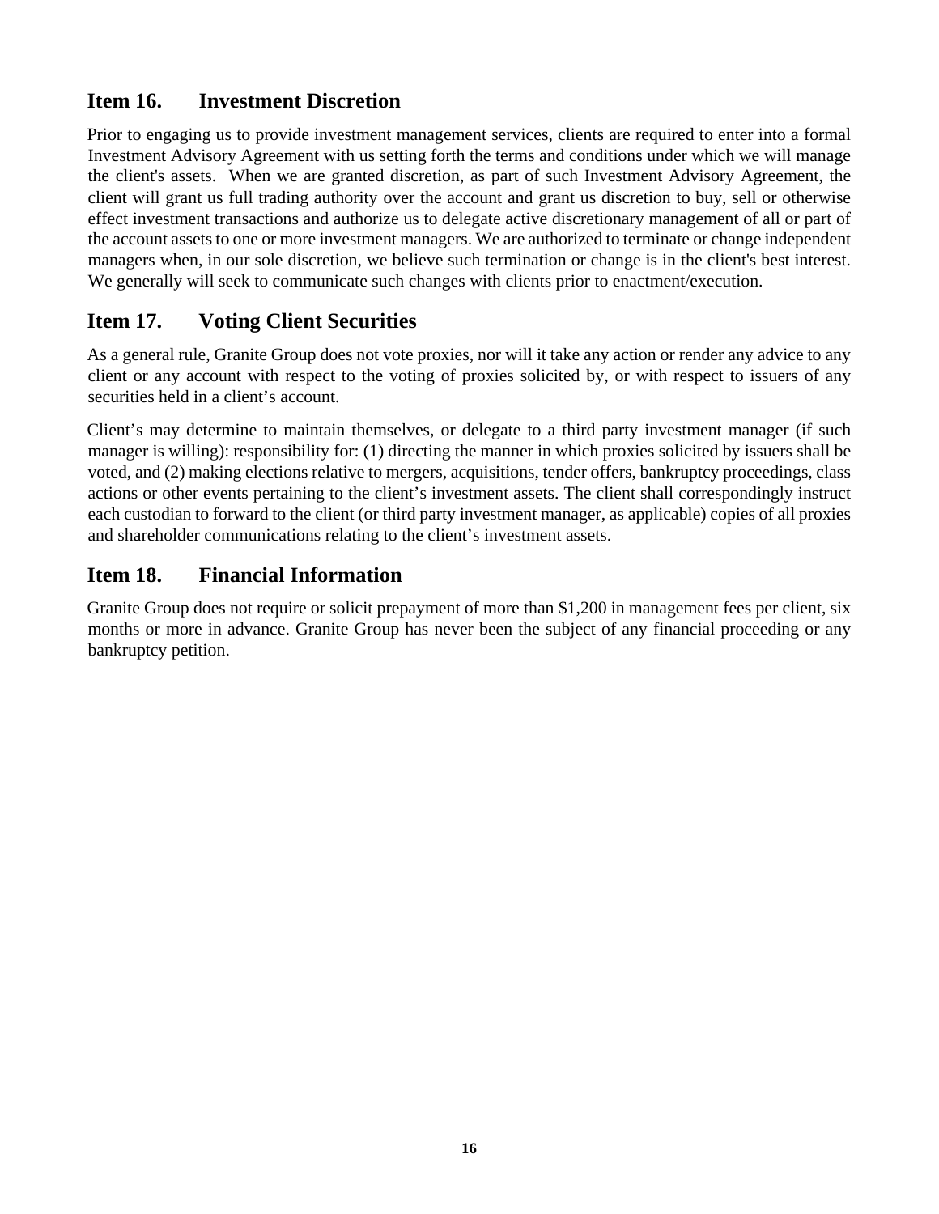## Item 16. Investment Discretion

Prior to engaging us to provide investment management services, clients are required to enter into a formal Investment Advisory Agreement with us setting forth the terms and conditions under which we will manage the client's assets. When we are granted discretion, as part of such Investment Advisory Agreement, the client will grant us full trading authority over the account and grant us discretion to buy, sell or otherwise effect investment transactions and authorize us to delegate active discretionary management of all or part of the account assets to one or more investment managers. We are authorized to terminate or change independent managers when, in our sole discretion, we believe such termination or change is in the client's best interest. We generally will seek to communicate such changes with clients prior to enactment/execution.

## Item 17. Voting Client Securities

As a general rule, Granite Group does not vote proxies, nor will it take any action or render any advice to any client or any account with respect to the voting of proxies solicited by, or with respect to issuers of any securities held in a client's account.

Client's may determine to maintain themselves, or delegate to a third party investment manager (if such manager is willing): responsibility for: (1) directing the manner in which proxies solicited by issuers shall be voted, and (2) making elections relative to mergers, acquisitions, tender offers, bankruptcy proceedings, class actions or other events pertaining to the client's investment assets. The client shall correspondingly instruct each custodian to forward to the client (or third party investment manager, as applicable) copies of all proxies and shareholder communications relating to the client's investment assets.

## Item 18. Financial Information

Granite Group does not require or solicit prepayment of more than $1,200 in management fees per client, six months or more in advance. Granite Group has never been the subject of any financial proceeding or any bankruptcy petition.